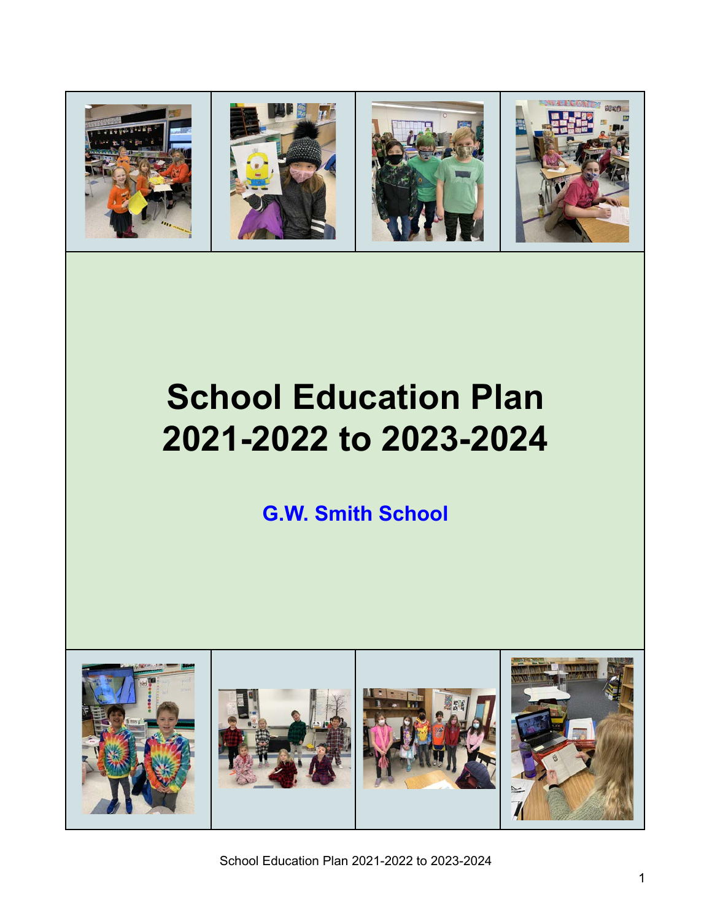# School Education Plan 2021-2022 to 2023-2024

## G.W. Smith School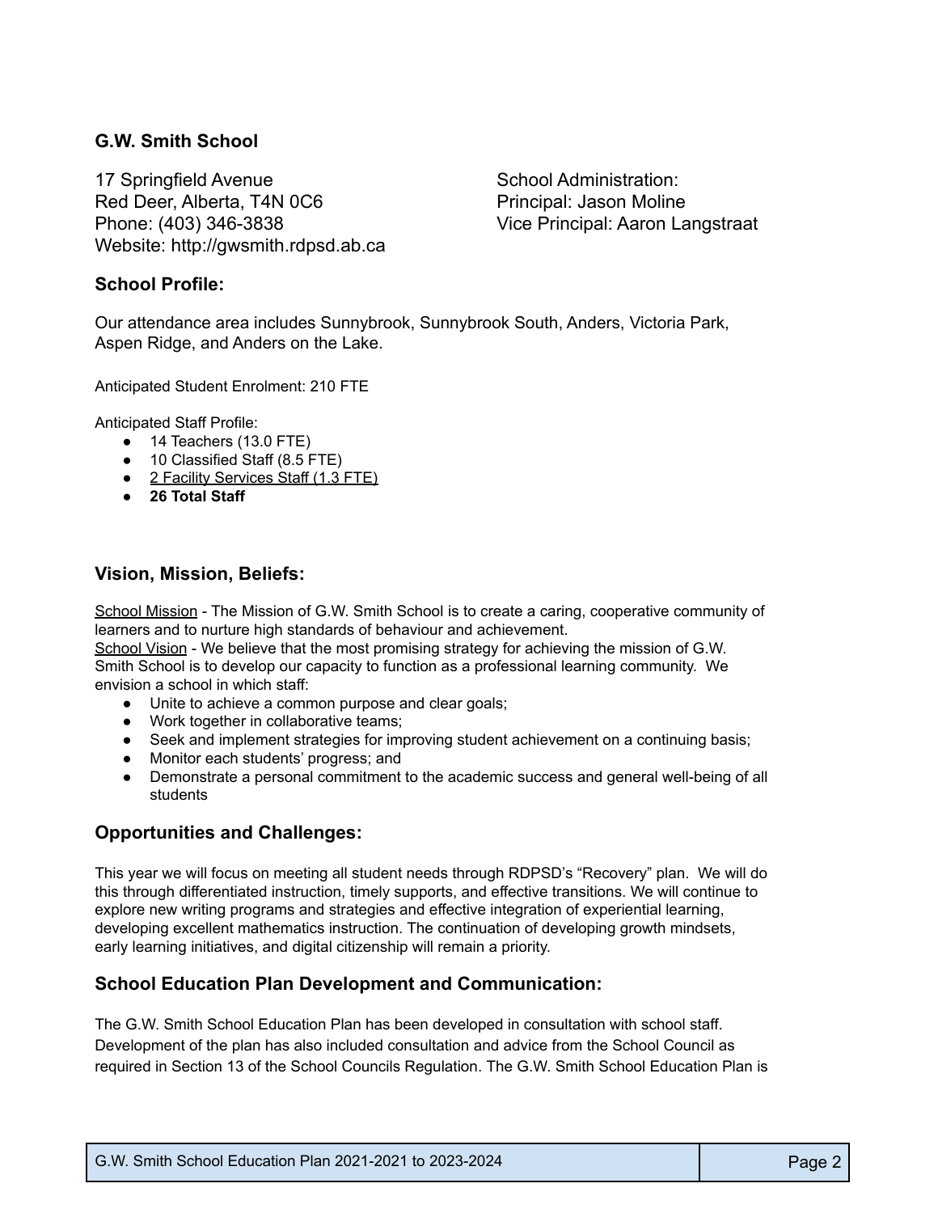## G.W. Smith School

17 Springfield Avenue
Red Deer, Alberta, T4N 0C6
Phone: (403) 346-3838
Website: http://gwsmith.rdpsd.ab.ca

School Administration:
Principal: Jason Moline
Vice Principal: Aaron Langstraat

## School Profile:

Our attendance area includes Sunnybrook, Sunnybrook South, Anders, Victoria Park, Aspen Ridge, and Anders on the Lake.

Anticipated Student Enrolment: 210 FTE

Anticipated Staff Profile:

- 14 Teachers (13.0 FTE)
- 10 Classified Staff (8.5 FTE)
- 2 Facility Services Staff (1.3 FTE)
- **26 Total Staff**

## Vision, Mission, Beliefs:

School Mission - The Mission of G.W. Smith School is to create a caring, cooperative community of learners and to nurture high standards of behaviour and achievement.
School Vision - We believe that the most promising strategy for achieving the mission of G.W. Smith School is to develop our capacity to function as a professional learning community. We envision a school in which staff:

- Unite to achieve a common purpose and clear goals;
- Work together in collaborative teams;
- Seek and implement strategies for improving student achievement on a continuing basis;
- Monitor each students' progress; and
- Demonstrate a personal commitment to the academic success and general well-being of all students

## Opportunities and Challenges:

This year we will focus on meeting all student needs through RDPSD's "Recovery" plan. We will do this through differentiated instruction, timely supports, and effective transitions. We will continue to explore new writing programs and strategies and effective integration of experiential learning, developing excellent mathematics instruction. The continuation of developing growth mindsets, early learning initiatives, and digital citizenship will remain a priority.

## School Education Plan Development and Communication:

The G.W. Smith School Education Plan has been developed in consultation with school staff. Development of the plan has also included consultation and advice from the School Council as required in Section 13 of the School Councils Regulation. The G.W. Smith School Education Plan is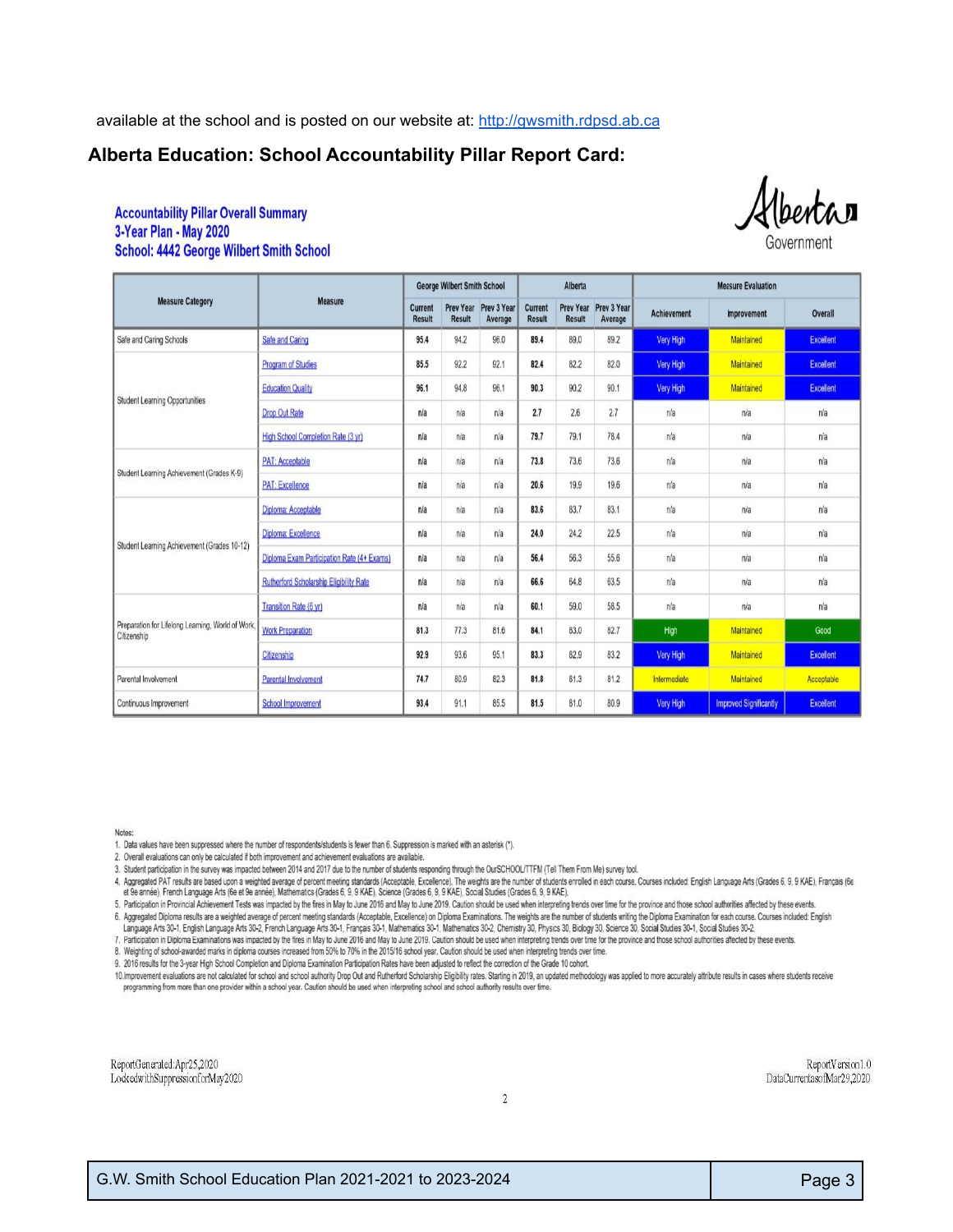available at the school and is posted on our website at: http://gwsmith.rdpsd.ab.ca

## Alberta Education: School Accountability Pillar Report Card:

**Accountability Pillar Overall Summary**
**3-Year Plan - May 2020**
**School: 4442 George Wilbert Smith School**

Alberta Government

| Measure Category | Measure | George Wilbert Smith School | | | Alberta | | | Measure Evaluation | | |
|---|---|---|---|---|---|---|---|---|---|---|
| | | Current Result | Prev Year Result | Prev 3 Year Average | Current Result | Prev Year Result | Prev 3 Year Average | Achievement | Improvement | Overall |
| Safe and Caring Schools | Safe and Caring | 95.4 | 94.2 | 96.0 | 89.4 | 89.0 | 89.2 | Very High | Maintained | Excellent |
| Student Learning Opportunities | Program of Studies | 85.5 | 92.2 | 92.1 | 82.4 | 82.2 | 82.0 | Very High | Maintained | Excellent |
| | Education Quality | 96.1 | 94.8 | 96.1 | 90.3 | 90.2 | 90.1 | Very High | Maintained | Excellent |
| | Drop Out Rate | n/a | n/a | n/a | 2.7 | 2.6 | 2.7 | n/a | n/a | n/a |
| | High School Completion Rate (3 yr) | n/a | n/a | n/a | 79.7 | 79.1 | 78.4 | n/a | n/a | n/a |
| Student Learning Achievement (Grades K-9) | PAT: Acceptable | n/a | n/a | n/a | 73.8 | 73.6 | 73.6 | n/a | n/a | n/a |
| | PAT: Excellence | n/a | n/a | n/a | 20.6 | 19.9 | 19.6 | n/a | n/a | n/a |
| Student Learning Achievement (Grades 10-12) | Diploma: Acceptable | n/a | n/a | n/a | 83.6 | 83.7 | 83.1 | n/a | n/a | n/a |
| | Diploma: Excellence | n/a | n/a | n/a | 24.0 | 24.2 | 22.5 | n/a | n/a | n/a |
| | Diploma Exam Participation Rate (4+ Exams) | n/a | n/a | n/a | 56.4 | 56.3 | 55.6 | n/a | n/a | n/a |
| | Rutherford Scholarship Eligibility Rate | n/a | n/a | n/a | 66.6 | 64.8 | 63.5 | n/a | n/a | n/a |
| Preparation for Lifelong Learning, World of Work, Citizenship | Transition Rate (6 yr) | n/a | n/a | n/a | 60.1 | 59.0 | 58.5 | n/a | n/a | n/a |
| | Work Preparation | 81.3 | 77.3 | 81.6 | 84.1 | 83.0 | 82.7 | High | Maintained | Good |
| | Citizenship | 92.9 | 93.6 | 95.1 | 83.3 | 82.9 | 83.2 | Very High | Maintained | Excellent |
| Parental Involvement | Parental Involvement | 74.7 | 80.9 | 82.3 | 81.8 | 81.3 | 81.2 | Intermediate | Maintained | Acceptable |
| Continuous Improvement | School Improvement | 93.4 | 91.1 | 85.5 | 81.5 | 81.0 | 80.9 | Very High | Improved Significantly | Excellent |

Notes:

1. Data values have been suppressed where the number of respondents/students is fewer than 6. Suppression is marked with an asterisk (*).
2. Overall evaluations can only be calculated if both improvement and achievement evaluations are available.
3. Student participation in the survey was impacted between 2014 and 2017 due to the number of students responding through the OurSCHOOL/TTFM (Tell Them From Me) survey tool.
4. Aggregated PAT results are based upon a weighted average of percent meeting standards (Acceptable, Excellence). The weights are the number of students enrolled in each course. Courses included: English Language Arts (Grades 6, 9, 9 KAE), Français (6e et 9e année), French Language Arts (6e et 9e année), Mathematics (Grades 6, 9, 9 KAE), Science (Grades 6, 9, 9 KAE), Social Studies (Grades 6, 9, 9 KAE).
5. Participation in Provincial Achievement Tests was impacted by the fires in May to June 2016 and May to June 2019. Caution should be used when interpreting trends over time for the province and those school authorities affected by these events.
6. Aggregated Diploma results are a weighted average of percent meeting standards (Acceptable, Excellence) on Diploma Examinations. The weights are the number of students writing the Diploma Examination for each course. Courses included: English Language Arts 30-1, English Language Arts 30-2, French Language Arts 30-1, Français 30-1, Mathematics 30-1, Mathematics 30-2, Chemistry 30, Physics 30, Biology 30, Science 30, Social Studies 30-1, Social Studies 30-2.
7. Participation in Diploma Examinations was impacted by the fires in May to June 2016 and May to June 2019. Caution should be used when interpreting trends over time for the province and those school authorities affected by these events.
8. Weighting of school-awarded marks in diploma courses increased from 50% to 70% in the 2015/16 school year. Caution should be used when interpreting trends over time.
9. 2016 results for the 3-year High School Completion and Diploma Examination Participation Rates have been adjusted to reflect the correction of the Grade 10 cohort.
10. Improvement evaluations are not calculated for school and school authority Drop Out and Rutherford Scholarship Eligibility rates. Starting in 2019, an updated methodology was applied to more accurately attribute results in cases where students receive programming from more than one provider within a school year. Caution should be used when interpreting school and school authority results over time.

Report Generated: Apr 25, 2020
Locked with Suppression for May 2020

Report Version 1.0
Data Current as of Mar 29, 2020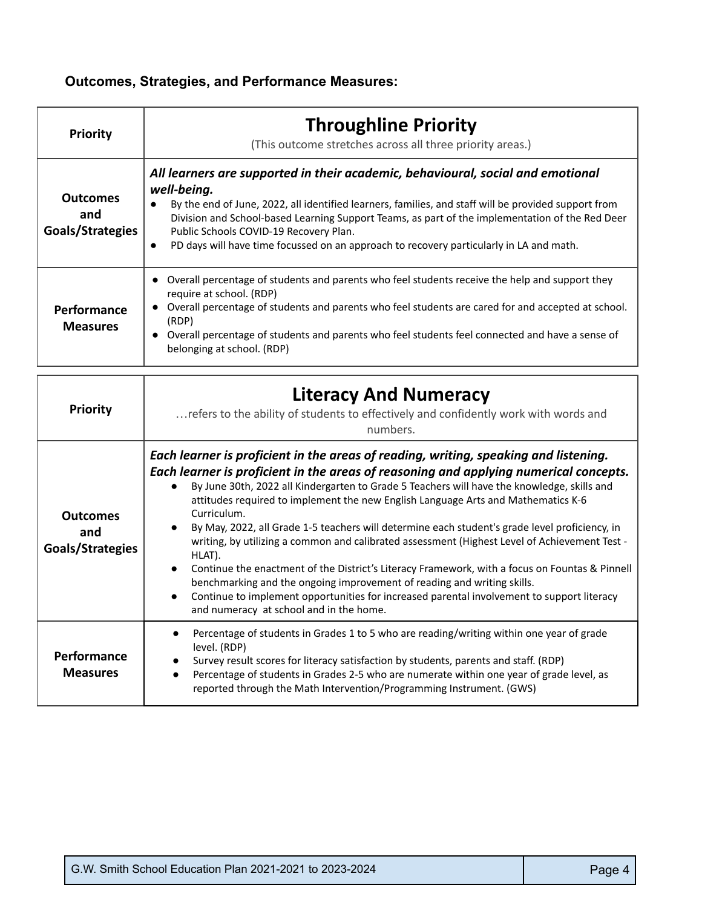### Outcomes, Strategies, and Performance Measures:

| **Priority** | **Throughline Priority**<br>(This outcome stretches across all three priority areas.) |
|---|---|
| **Outcomes and Goals/Strategies** | ***All learners are supported in their academic, behavioural, social and emotional well-being.***<br>• By the end of June, 2022, all identified learners, families, and staff will be provided support from Division and School-based Learning Support Teams, as part of the implementation of the Red Deer Public Schools COVID-19 Recovery Plan.<br>• PD days will have time focussed on an approach to recovery particularly in LA and math. |
| **Performance Measures** | • Overall percentage of students and parents who feel students receive the help and support they require at school. (RDP)<br>• Overall percentage of students and parents who feel students are cared for and accepted at school. (RDP)<br>• Overall percentage of students and parents who feel students feel connected and have a sense of belonging at school. (RDP) |

| **Priority** | **Literacy And Numeracy**<br>…refers to the ability of students to effectively and confidently work with words and numbers. |
|---|---|
| **Outcomes and Goals/Strategies** | ***Each learner is proficient in the areas of reading, writing, speaking and listening.***<br>***Each learner is proficient in the areas of reasoning and applying numerical concepts.***<br>• By June 30th, 2022 all Kindergarten to Grade 5 Teachers will have the knowledge, skills and attitudes required to implement the new English Language Arts and Mathematics K-6 Curriculum.<br>• By May, 2022, all Grade 1-5 teachers will determine each student's grade level proficiency, in writing, by utilizing a common and calibrated assessment (Highest Level of Achievement Test - HLAT).<br>• Continue the enactment of the District's Literacy Framework, with a focus on Fountas & Pinnell benchmarking and the ongoing improvement of reading and writing skills.<br>• Continue to implement opportunities for increased parental involvement to support literacy and numeracy at school and in the home. |
| **Performance Measures** | • Percentage of students in Grades 1 to 5 who are reading/writing within one year of grade level. (RDP)<br>• Survey result scores for literacy satisfaction by students, parents and staff. (RDP)<br>• Percentage of students in Grades 2-5 who are numerate within one year of grade level, as reported through the Math Intervention/Programming Instrument. (GWS) |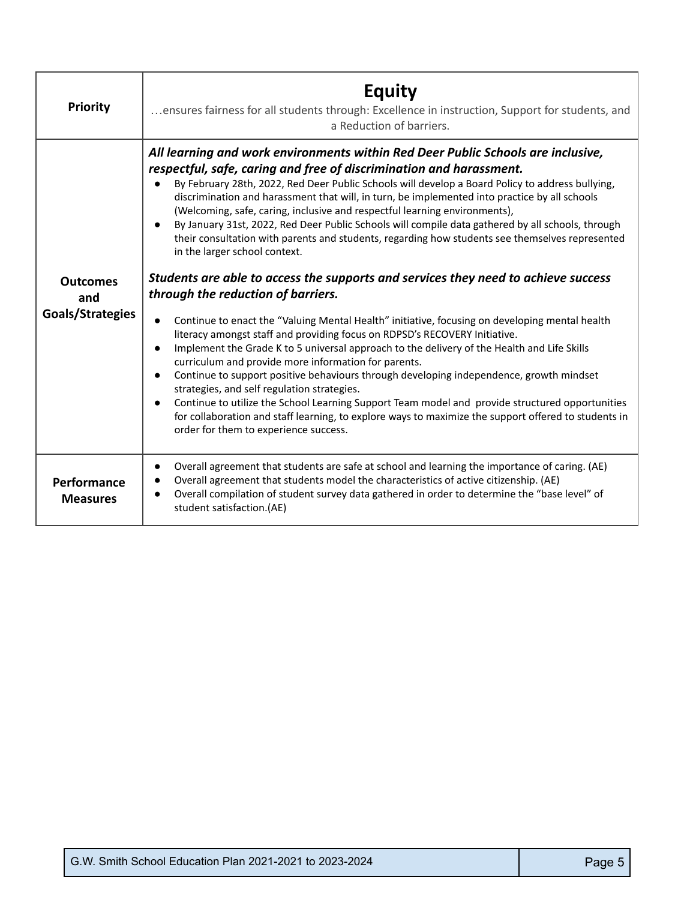| Priority | **Equity**<br>…ensures fairness for all students through: Excellence in instruction, Support for students, and a Reduction of barriers. |
|---|---|
| **Outcomes and Goals/Strategies** | ***All learning and work environments within Red Deer Public Schools are inclusive, respectful, safe, caring and free of discrimination and harassment.***<br>• By February 28th, 2022, Red Deer Public Schools will develop a Board Policy to address bullying, discrimination and harassment that will, in turn, be implemented into practice by all schools (Welcoming, safe, caring, inclusive and respectful learning environments),<br>• By January 31st, 2022, Red Deer Public Schools will compile data gathered by all schools, through their consultation with parents and students, regarding how students see themselves represented in the larger school context.<br><br>***Students are able to access the supports and services they need to achieve success through the reduction of barriers.***<br>• Continue to enact the "Valuing Mental Health" initiative, focusing on developing mental health literacy amongst staff and providing focus on RDPSD's RECOVERY Initiative.<br>• Implement the Grade K to 5 universal approach to the delivery of the Health and Life Skills curriculum and provide more information for parents.<br>• Continue to support positive behaviours through developing independence, growth mindset strategies, and self regulation strategies.<br>• Continue to utilize the School Learning Support Team model and provide structured opportunities for collaboration and staff learning, to explore ways to maximize the support offered to students in order for them to experience success. |
| **Performance Measures** | • Overall agreement that students are safe at school and learning the importance of caring. (AE)<br>• Overall agreement that students model the characteristics of active citizenship. (AE)<br>• Overall compilation of student survey data gathered in order to determine the "base level" of student satisfaction.(AE) |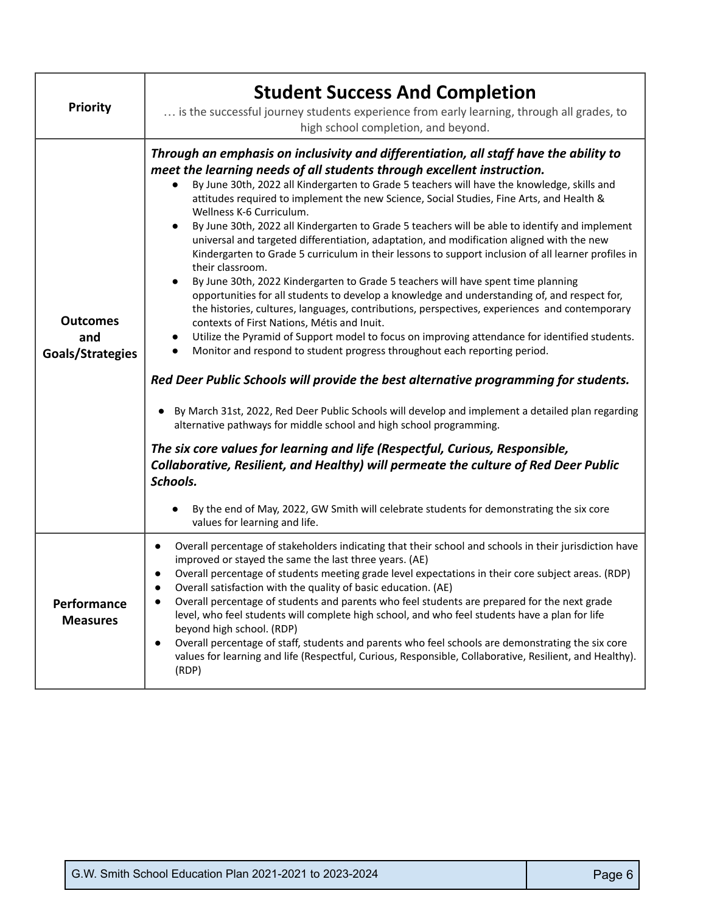| Priority | **Student Success And Completion**<br>… is the successful journey students experience from early learning, through all grades, to high school completion, and beyond. |
|---|---|
| **Outcomes and Goals/Strategies** | ***Through an emphasis on inclusivity and differentiation, all staff have the ability to meet the learning needs of all students through excellent instruction.***<br>• By June 30th, 2022 all Kindergarten to Grade 5 teachers will have the knowledge, skills and attitudes required to implement the new Science, Social Studies, Fine Arts, and Health & Wellness K-6 Curriculum.<br>• By June 30th, 2022 all Kindergarten to Grade 5 teachers will be able to identify and implement universal and targeted differentiation, adaptation, and modification aligned with the new Kindergarten to Grade 5 curriculum in their lessons to support inclusion of all learner profiles in their classroom.<br>• By June 30th, 2022 Kindergarten to Grade 5 teachers will have spent time planning opportunities for all students to develop a knowledge and understanding of, and respect for, the histories, cultures, languages, contributions, perspectives, experiences and contemporary contexts of First Nations, Métis and Inuit.<br>• Utilize the Pyramid of Support model to focus on improving attendance for identified students.<br>• Monitor and respond to student progress throughout each reporting period.<br><br>***Red Deer Public Schools will provide the best alternative programming for students.***<br>• By March 31st, 2022, Red Deer Public Schools will develop and implement a detailed plan regarding alternative pathways for middle school and high school programming.<br><br>***The six core values for learning and life (Respectful, Curious, Responsible, Collaborative, Resilient, and Healthy) will permeate the culture of Red Deer Public Schools.***<br>• By the end of May, 2022, GW Smith will celebrate students for demonstrating the six core values for learning and life. |
| **Performance Measures** | • Overall percentage of stakeholders indicating that their school and schools in their jurisdiction have improved or stayed the same the last three years. (AE)<br>• Overall percentage of students meeting grade level expectations in their core subject areas. (RDP)<br>• Overall satisfaction with the quality of basic education. (AE)<br>• Overall percentage of students and parents who feel students are prepared for the next grade level, who feel students will complete high school, and who feel students have a plan for life beyond high school. (RDP)<br>• Overall percentage of staff, students and parents who feel schools are demonstrating the six core values for learning and life (Respectful, Curious, Responsible, Collaborative, Resilient, and Healthy). (RDP) |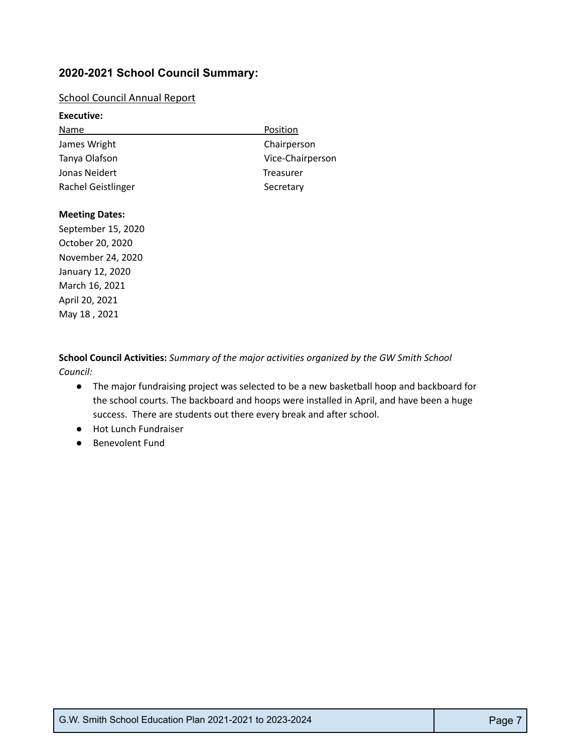## 2020-2021 School Council Summary:

School Council Annual Report

**Executive:**

| Name | Position |
|---|---|
| James Wright | Chairperson |
| Tanya Olafson | Vice-Chairperson |
| Jonas Neidert | Treasurer |
| Rachel Geistlinger | Secretary |

**Meeting Dates:**

September 15, 2020
October 20, 2020
November 24, 2020
January 12, 2020
March 16, 2021
April 20, 2021
May 18 , 2021

**School Council Activities:** *Summary of the major activities organized by the GW Smith School Council:*

- The major fundraising project was selected to be a new basketball hoop and backboard for the school courts. The backboard and hoops were installed in April, and have been a huge success. There are students out there every break and after school.
- Hot Lunch Fundraiser
- Benevolent Fund